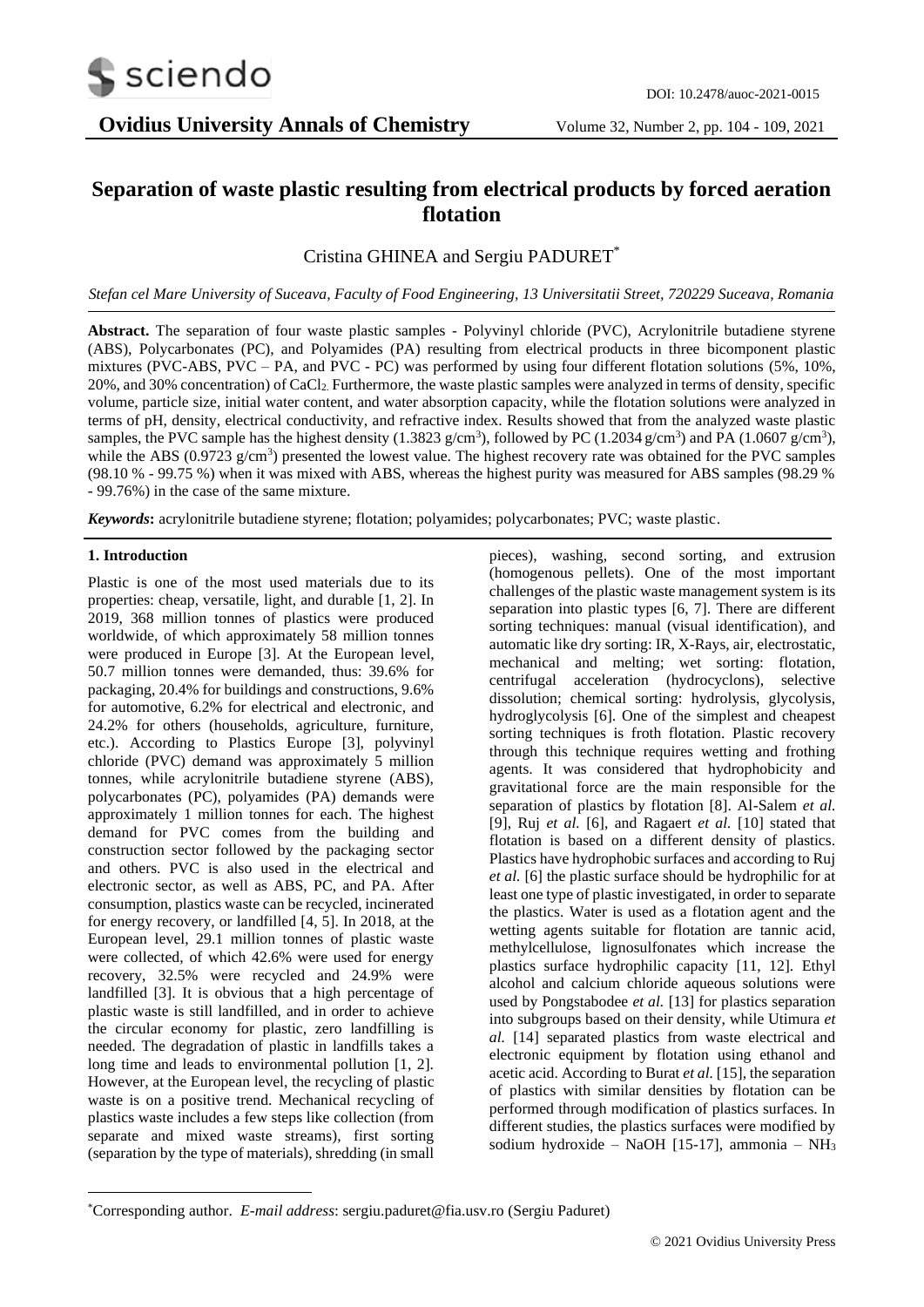# Separation of waste plastic resulting from electrical products by forced aeration flotation

Cristina GHINEA and Sergiu PADURET*

*Stefan cel Mare University of Suceava, Faculty of Food Engineering, 13 Universitatii Street, 720229 Suceava, Romania*

**Abstract.** The separation of four waste plastic samples - Polyvinyl chloride (PVC), Acrylonitrile butadiene styrene (ABS), Polycarbonates (PC), and Polyamides (PA) resulting from electrical products in three bicomponent plastic mixtures (PVC-ABS, PVC – PA, and PVC - PC) was performed by using four different flotation solutions (5%, 10%, 20%, and 30% concentration) of $CaCl_2$. Furthermore, the waste plastic samples were analyzed in terms of density, specific volume, particle size, initial water content, and water absorption capacity, while the flotation solutions were analyzed in terms of pH, density, electrical conductivity, and refractive index. Results showed that from the analyzed waste plastic samples, the PVC sample has the highest density (1.3823 g/cm$^3$), followed by PC (1.2034 g/cm$^3$) and PA (1.0607 g/cm$^3$), while the ABS (0.9723 g/cm$^3$) presented the lowest value. The highest recovery rate was obtained for the PVC samples (98.10 % - 99.75 %) when it was mixed with ABS, whereas the highest purity was measured for ABS samples (98.29 % - 99.76%) in the case of the same mixture.

***Keywords*:** acrylonitrile butadiene styrene; flotation; polyamides; polycarbonates; PVC; waste plastic.

## 1. Introduction

Plastic is one of the most used materials due to its properties: cheap, versatile, light, and durable [1, 2]. In 2019, 368 million tonnes of plastics were produced worldwide, of which approximately 58 million tonnes were produced in Europe [3]. At the European level, 50.7 million tonnes were demanded, thus: 39.6% for packaging, 20.4% for buildings and constructions, 9.6% for automotive, 6.2% for electrical and electronic, and 24.2% for others (households, agriculture, furniture, etc.). According to Plastics Europe [3], polyvinyl chloride (PVC) demand was approximately 5 million tonnes, while acrylonitrile butadiene styrene (ABS), polycarbonates (PC), polyamides (PA) demands were approximately 1 million tonnes for each. The highest demand for PVC comes from the building and construction sector followed by the packaging sector and others. PVC is also used in the electrical and electronic sector, as well as ABS, PC, and PA. After consumption, plastics waste can be recycled, incinerated for energy recovery, or landfilled [4, 5]. In 2018, at the European level, 29.1 million tonnes of plastic waste were collected, of which 42.6% were used for energy recovery, 32.5% were recycled and 24.9% were landfilled [3]. It is obvious that a high percentage of plastic waste is still landfilled, and in order to achieve the circular economy for plastic, zero landfilling is needed. The degradation of plastic in landfills takes a long time and leads to environmental pollution [1, 2]. However, at the European level, the recycling of plastic waste is on a positive trend. Mechanical recycling of plastics waste includes a few steps like collection (from separate and mixed waste streams), first sorting (separation by the type of materials), shredding (in small pieces), washing, second sorting, and extrusion (homogenous pellets). One of the most important challenges of the plastic waste management system is its separation into plastic types [6, 7]. There are different sorting techniques: manual (visual identification), and automatic like dry sorting: IR, X-Rays, air, electrostatic, mechanical and melting; wet sorting: flotation, centrifugal acceleration (hydrocyclons), selective dissolution; chemical sorting: hydrolysis, glycolysis, hydroglycolysis [6]. One of the simplest and cheapest sorting techniques is froth flotation. Plastic recovery through this technique requires wetting and frothing agents. It was considered that hydrophobicity and gravitational force are the main responsible for the separation of plastics by flotation [8]. Al-Salem *et al.* [9], Ruj *et al.* [6], and Ragaert *et al.* [10] stated that flotation is based on a different density of plastics. Plastics have hydrophobic surfaces and according to Ruj *et al.* [6] the plastic surface should be hydrophilic for at least one type of plastic investigated, in order to separate the plastics. Water is used as a flotation agent and the wetting agents suitable for flotation are tannic acid, methylcellulose, lignosulfonates which increase the plastics surface hydrophilic capacity [11, 12]. Ethyl alcohol and calcium chloride aqueous solutions were used by Pongstabodee *et al.* [13] for plastics separation into subgroups based on their density, while Utimura *et al.* [14] separated plastics from waste electrical and electronic equipment by flotation using ethanol and acetic acid. According to Burat *et al.* [15], the separation of plastics with similar densities by flotation can be performed through modification of plastics surfaces. In different studies, the plastics surfaces were modified by sodium hydroxide – NaOH [15-17], ammonia – $NH_3$

*Corresponding author. *E-mail address*: sergiu.paduret@fia.usv.ro (Sergiu Paduret)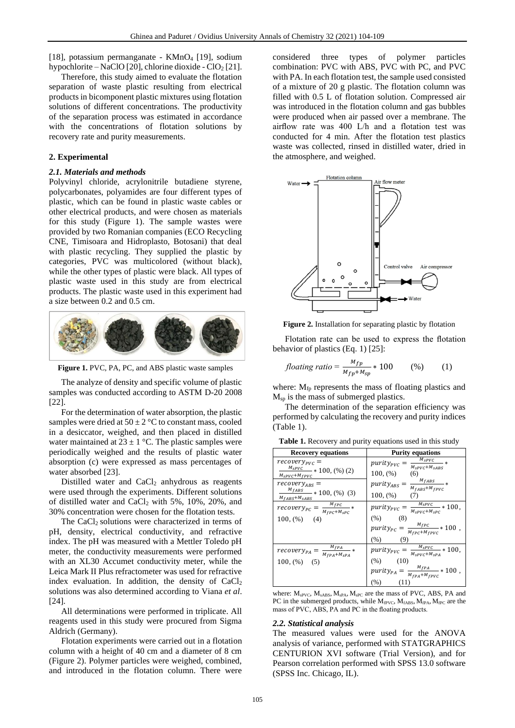[18], potassium permanganate - $KMnO_4$ [19], sodium hypochlorite – NaClO [20], chlorine dioxide - $ClO_2$ [21].

Therefore, this study aimed to evaluate the flotation separation of waste plastic resulting from electrical products in bicomponent plastic mixtures using flotation solutions of different concentrations. The productivity of the separation process was estimated in accordance with the concentrations of flotation solutions by recovery rate and purity measurements.

## 2. Experimental

### *2.1. Materials and methods*

Polyvinyl chloride, acrylonitrile butadiene styrene, polycarbonates, polyamides are four different types of plastic, which can be found in plastic waste cables or other electrical products, and were chosen as materials for this study (Figure 1). The sample wastes were provided by two Romanian companies (ECO Recycling CNE, Timisoara and Hidroplasto, Botosani) that deal with plastic recycling. They supplied the plastic by categories, PVC was multicolored (without black), while the other types of plastic were black. All types of plastic waste used in this study are from electrical products. The plastic waste used in this experiment had a size between 0.2 and 0.5 cm.

**Figure 1.** PVC, PA, PC, and ABS plastic waste samples

The analyze of density and specific volume of plastic samples was conducted according to ASTM D-20 2008 [22].

For the determination of water absorption, the plastic samples were dried at 50 ± 2 °C to constant mass, cooled in a desiccator, weighed, and then placed in distilled water maintained at 23 ± 1 °C. The plastic samples were periodically weighed and the results of plastic water absorption (c) were expressed as mass percentages of water absorbed [23].

Distilled water and $CaCl_2$ anhydrous as reagents were used through the experiments. Different solutions of distilled water and $CaCl_2$ with 5%, 10%, 20%, and 30% concentration were chosen for the flotation tests.

The $CaCl_2$ solutions were characterized in terms of pH, density, electrical conductivity, and refractive index. The pH was measured with a Mettler Toledo pH meter, the conductivity measurements were performed with an XL30 Accumet conductivity meter, while the Leica Mark II Plus refractometer was used for refractive index evaluation. In addition, the density of $CaCl_2$ solutions was also determined according to Viana *et al*. [24].

All determinations were performed in triplicate. All reagents used in this study were procured from Sigma Aldrich (Germany).

Flotation experiments were carried out in a flotation column with a height of 40 cm and a diameter of 8 cm (Figure 2). Polymer particles were weighed, combined, and introduced in the flotation column. There were considered three types of polymer particles combination: PVC with ABS, PVC with PC, and PVC with PA. In each flotation test, the sample used consisted of a mixture of 20 g plastic. The flotation column was filled with 0.5 L of flotation solution. Compressed air was introduced in the flotation column and gas bubbles were produced when air passed over a membrane. The airflow rate was 400 L/h and a flotation test was conducted for 4 min. After the flotation test plastics waste was collected, rinsed in distilled water, dried in the atmosphere, and weighed.

**Figure 2.** Installation for separating plastic by flotation

Flotation rate can be used to express the flotation behavior of plastics (Eq. 1) [25]:

$$floating\ ratio = \frac{M_{fp}}{M_{fp}+M_{sp}} * 100 \quad (\%) \qquad (1)$$

where: $M_{fp}$ represents the mass of floating plastics and $M_{sp}$ is the mass of submerged plastics.

The determination of the separation efficiency was performed by calculating the recovery and purity indices (Table 1).

**Table 1.** Recovery and purity equations used in this study

| Recovery equations | Purity equations |
|---|---|
| $recovery_{PVC} = \frac{M_{sPVC}}{M_{sPVC}+M_{fPVC}} * 100, (\%)$ (2) | $purity_{PVC} = \frac{M_{sPVC}}{M_{sPVC}+M_{sABS}} * 100, (\%)$ (6) |
| $recovery_{ABS} = \frac{M_{fABS}}{M_{fABS}+M_{sABS}} * 100, (\%)$ (3) | $purity_{ABS} = \frac{M_{fABS}}{M_{fABS}+M_{fPVC}} * 100, (\%)$ (7) |
| $recovery_{PC} = \frac{M_{fPC}}{M_{fPC}+M_{sPC}} * 100, (\%)$ (4) | $purity_{PVC} = \frac{M_{sPVC}}{M_{sPVC}+M_{sPC}} * 100, (\%)$ (8) $purity_{PC} = \frac{M_{fPC}}{M_{fPC}+M_{fPVC}} * 100, (\%)$ (9) |
| $recovery_{PA} = \frac{M_{fPA}}{M_{fPA}+M_{sPA}} * 100, (\%)$ (5) | $purity_{PVC} = \frac{M_{sPVC}}{M_{sPVC}+M_{sPA}} * 100, (\%)$ (10) $purity_{PA} = \frac{M_{fPA}}{M_{fPA}+M_{fPVC}} * 100, (\%)$ (11) |

where: $M_{sPVC}$, $M_{sABS}$, $M_{sPA}$, $M_{sPC}$ are the mass of PVC, ABS, PA and PC in the submerged products, while $M_{fPVC}$, $M_{fABS}$, $M_{fPA}$, $M_{fPC}$ are the mass of PVC, ABS, PA and PC in the floating products.

### *2.2. Statistical analysis*

The measured values were used for the ANOVA analysis of variance, performed with STATGRAPHICS CENTURION XVI software (Trial Version), and for Pearson correlation performed with SPSS 13.0 software (SPSS Inc. Chicago, IL).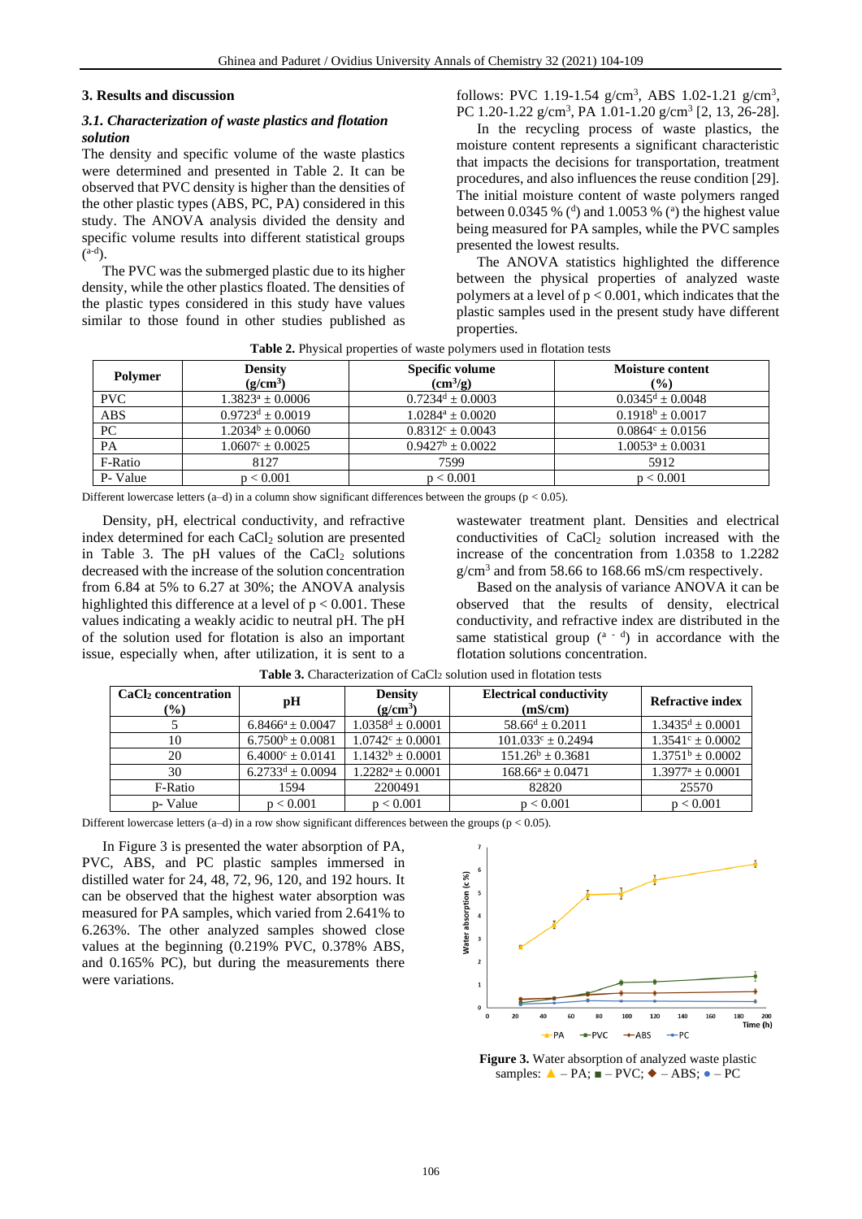## 3. Results and discussion

### *3.1. Characterization of waste plastics and flotation solution*

The density and specific volume of the waste plastics were determined and presented in Table 2. It can be observed that PVC density is higher than the densities of the other plastic types (ABS, PC, PA) considered in this study. The ANOVA analysis divided the density and specific volume results into different statistical groups ($^{a-d}$).

The PVC was the submerged plastic due to its higher density, while the other plastics floated. The densities of the plastic types considered in this study have values similar to those found in other studies published as follows: PVC 1.19-1.54 g/cm$^3$, ABS 1.02-1.21 g/cm$^3$, PC 1.20-1.22 g/cm$^3$, PA 1.01-1.20 g/cm$^3$ [2, 13, 26-28].

In the recycling process of waste plastics, the moisture content represents a significant characteristic that impacts the decisions for transportation, treatment procedures, and also influences the reuse condition [29]. The initial moisture content of waste polymers ranged between 0.0345 % ($^d$) and 1.0053 % ($^a$) the highest value being measured for PA samples, while the PVC samples presented the lowest results.

The ANOVA statistics highlighted the difference between the physical properties of analyzed waste polymers at a level of $p < 0.001$, which indicates that the plastic samples used in the present study have different properties.

**Table 2.** Physical properties of waste polymers used in flotation tests

| Polymer | Density (g/cm$^3$) | Specific volume (cm$^3$/g) | Moisture content (%) |
|---|---|---|---|
| PVC | $1.3823^a \pm 0.0006$ | $0.7234^d \pm 0.0003$ | $0.0345^d \pm 0.0048$ |
| ABS | $0.9723^d \pm 0.0019$ | $1.0284^a \pm 0.0020$ | $0.1918^b \pm 0.0017$ |
| PC | $1.2034^b \pm 0.0060$ | $0.8312^c \pm 0.0043$ | $0.0864^c \pm 0.0156$ |
| PA | $1.0607^c \pm 0.0025$ | $0.9427^b \pm 0.0022$ | $1.0053^a \pm 0.0031$ |
| F-Ratio | 8127 | 7599 | 5912 |
| P- Value | $p < 0.001$ | $p < 0.001$ | $p < 0.001$ |

Different lowercase letters (a–d) in a column show significant differences between the groups ($p < 0.05$).

Density, pH, electrical conductivity, and refractive index determined for each $CaCl_2$ solution are presented in Table 3. The pH values of the $CaCl_2$ solutions decreased with the increase of the solution concentration from 6.84 at 5% to 6.27 at 30%; the ANOVA analysis highlighted this difference at a level of $p < 0.001$. These values indicating a weakly acidic to neutral pH. The pH of the solution used for flotation is also an important issue, especially when, after utilization, it is sent to a wastewater treatment plant. Densities and electrical conductivities of $CaCl_2$ solution increased with the increase of the concentration from 1.0358 to 1.2282 g/cm$^3$ and from 58.66 to 168.66 mS/cm respectively.

Based on the analysis of variance ANOVA it can be observed that the results of density, electrical conductivity, and refractive index are distributed in the same statistical group ($^{a-d}$) in accordance with the flotation solutions concentration.

**Table 3.** Characterization of $CaCl_2$ solution used in flotation tests

| $CaCl_2$ concentration (%) | pH | Density (g/cm$^3$) | Electrical conductivity (mS/cm) | Refractive index |
|---|---|---|---|---|
| 5 | $6.8466^a \pm 0.0047$ | $1.0358^d \pm 0.0001$ | $58.66^d \pm 0.2011$ | $1.3435^d \pm 0.0001$ |
| 10 | $6.7500^b \pm 0.0081$ | $1.0742^c \pm 0.0001$ | $101.033^c \pm 0.2494$ | $1.3541^c \pm 0.0002$ |
| 20 | $6.4000^c \pm 0.0141$ | $1.1432^b \pm 0.0001$ | $151.26^b \pm 0.3681$ | $1.3751^b \pm 0.0002$ |
| 30 | $6.2733^d \pm 0.0094$ | $1.2282^a \pm 0.0001$ | $168.66^a \pm 0.0471$ | $1.3977^a \pm 0.0001$ |
| F-Ratio | 1594 | 2200491 | 82820 | 25570 |
| p- Value | $p < 0.001$ | $p < 0.001$ | $p < 0.001$ | $p < 0.001$ |

Different lowercase letters (a–d) in a row show significant differences between the groups ($p < 0.05$).

In Figure 3 is presented the water absorption of PA, PVC, ABS, and PC plastic samples immersed in distilled water for 24, 48, 72, 96, 120, and 192 hours. It can be observed that the highest water absorption was measured for PA samples, which varied from 2.641% to 6.263%. The other analyzed samples showed close values at the beginning (0.219% PVC, 0.378% ABS, and 0.165% PC), but during the measurements there were variations.

**Figure 3.** Water absorption of analyzed waste plastic samples: ▲ – PA; ■ – PVC; ◆ – ABS; ● – PC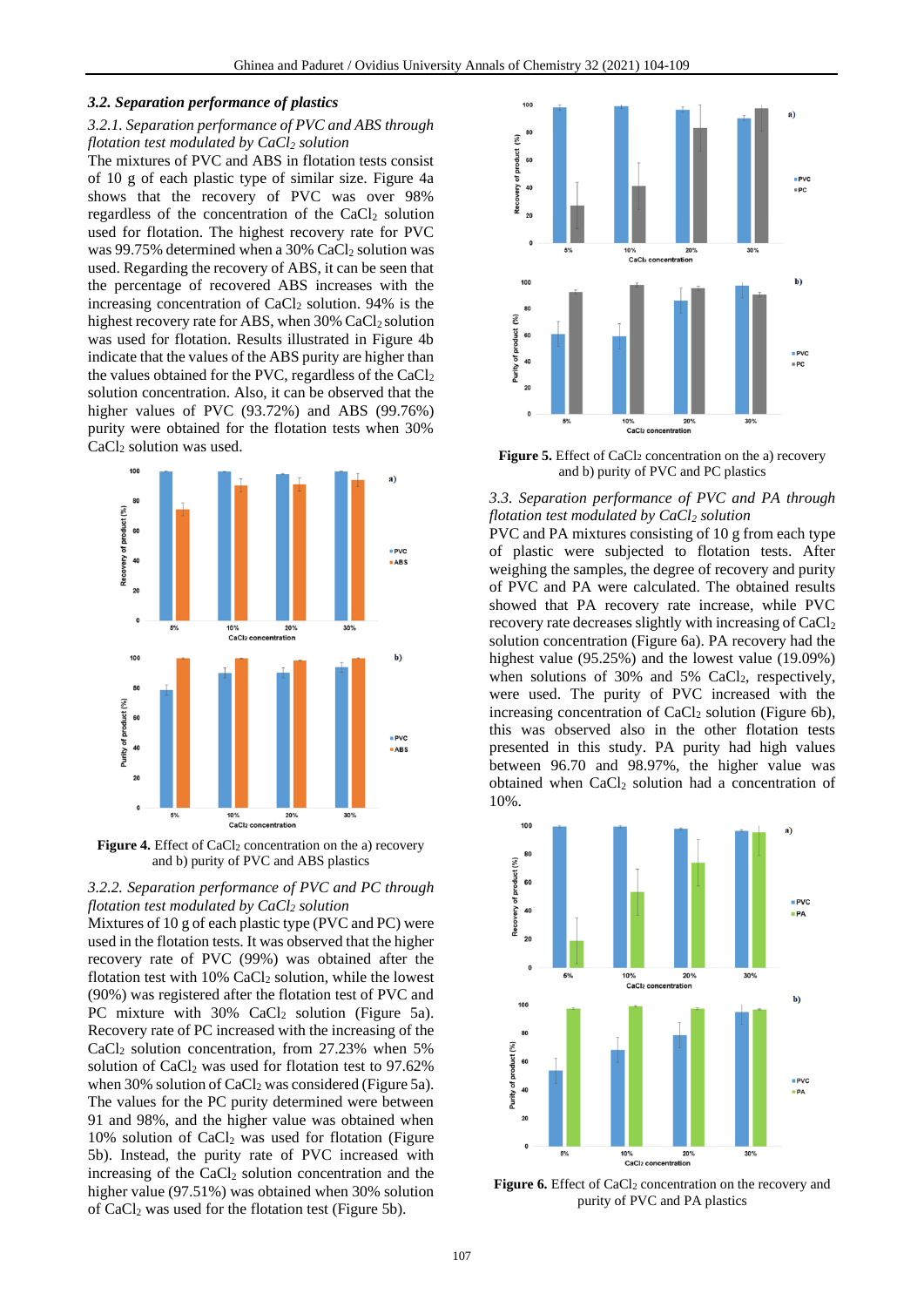### 3.2. Separation performance of plastics

*3.2.1. Separation performance of PVC and ABS through flotation test modulated by $CaCl_2$ solution*

The mixtures of PVC and ABS in flotation tests consist of 10 g of each plastic type of similar size. Figure 4a shows that the recovery of PVC was over 98% regardless of the concentration of the $CaCl_2$ solution used for flotation. The highest recovery rate for PVC was 99.75% determined when a 30% $CaCl_2$ solution was used. Regarding the recovery of ABS, it can be seen that the percentage of recovered ABS increases with the increasing concentration of $CaCl_2$ solution. 94% is the highest recovery rate for ABS, when 30% $CaCl_2$ solution was used for flotation. Results illustrated in Figure 4b indicate that the values of the ABS purity are higher than the values obtained for the PVC, regardless of the $CaCl_2$ solution concentration. Also, it can be observed that the higher values of PVC (93.72%) and ABS (99.76%) purity were obtained for the flotation tests when 30% $CaCl_2$ solution was used.

**Figure 4.** Effect of $CaCl_2$ concentration on the a) recovery and b) purity of PVC and ABS plastics

*3.2.2. Separation performance of PVC and PC through flotation test modulated by $CaCl_2$ solution*

Mixtures of 10 g of each plastic type (PVC and PC) were used in the flotation tests. It was observed that the higher recovery rate of PVC (99%) was obtained after the flotation test with 10% $CaCl_2$ solution, while the lowest (90%) was registered after the flotation test of PVC and PC mixture with 30% $CaCl_2$ solution (Figure 5a). Recovery rate of PC increased with the increasing of the $CaCl_2$ solution concentration, from 27.23% when 5% solution of $CaCl_2$ was used for flotation test to 97.62% when 30% solution of $CaCl_2$ was considered (Figure 5a). The values for the PC purity determined were between 91 and 98%, and the higher value was obtained when 10% solution of $CaCl_2$ was used for flotation (Figure 5b). Instead, the purity of PVC increased with increasing of the $CaCl_2$ solution concentration and the higher value (97.51%) was obtained when 30% solution of $CaCl_2$ was used for the flotation test (Figure 5b).

**Figure 5.** Effect of $CaCl_2$ concentration on the a) recovery and b) purity of PVC and PC plastics

### 3.3. Separation performance of PVC and PA through flotation test modulated by $CaCl_2$ solution

PVC and PA mixtures consisting of 10 g from each type of plastic were subjected to flotation tests. After weighing the samples, the degree of recovery and purity of PVC and PA were calculated. The obtained results showed that PA recovery rate increase, while PVC recovery rate decreases slightly with increasing of $CaCl_2$ solution concentration (Figure 6a). PA recovery had the highest value (95.25%) and the lowest value (19.09%) when solutions of 30% and 5% $CaCl_2$, respectively, were used. The purity of PVC increased with the increasing concentration of $CaCl_2$ solution (Figure 6b), this was observed also in the other flotation tests presented in this study. PA purity had high values between 96.70 and 98.97%, the higher value was obtained when $CaCl_2$ solution had a concentration of 10%.

**Figure 6.** Effect of $CaCl_2$ concentration on the recovery and purity of PVC and PA plastics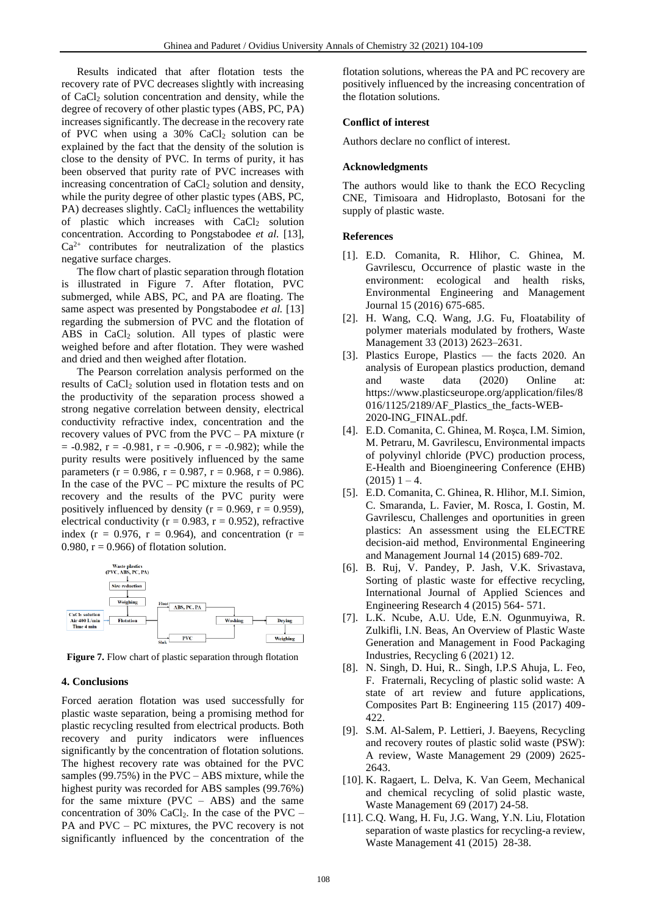Results indicated that after flotation tests the recovery rate of PVC decreases slightly with increasing of $CaCl_2$ solution concentration and density, while the degree of recovery of other plastic types (ABS, PC, PA) increases significantly. The decrease in the recovery rate of PVC when using a 30% $CaCl_2$ solution can be explained by the fact that the density of the solution is close to the density of PVC. In terms of purity, it has been observed that purity rate of PVC increases with increasing concentration of $CaCl_2$ solution and density, while the purity degree of other plastic types (ABS, PC, PA) decreases slightly. $CaCl_2$ influences the wettability of plastic which increases with $CaCl_2$ solution concentration. According to Pongstabodee *et al.* [13], $Ca^{2+}$ contributes for neutralization of the plastics negative surface charges.

The flow chart of plastic separation through flotation is illustrated in Figure 7. After flotation, PVC submerged, while ABS, PC, and PA are floating. The same aspect was presented by Pongstabodee *et al.* [13] regarding the submersion of PVC and the flotation of ABS in $CaCl_2$ solution. All types of plastic were weighed before and after flotation. They were washed and dried and then weighed after flotation.

The Pearson correlation analysis performed on the results of $CaCl_2$ solution used in flotation tests and on the productivity of the separation process showed a strong negative correlation between density, electrical conductivity refractive index, concentration and the recovery values of PVC from the PVC – PA mixture ($r = -0.982$, $r = -0.981$, $r = -0.906$, $r = -0.982$); while the purity results were positively influenced by the same parameters ($r = 0.986$, $r = 0.987$, $r = 0.968$, $r = 0.986$). In the case of the PVC – PC mixture the results of PC recovery and the results of the PVC purity were positively influenced by density ($r = 0.969$, $r = 0.959$), electrical conductivity ($r = 0.983$, $r = 0.952$), refractive index ($r = 0.976$, $r = 0.964$), and concentration ($r = 0.980$, $r = 0.966$) of flotation solution.

Waste plastics (PVC, ABS, PC, PA) → Size reduction → Weighing → Flotation ($CaCl_2$ solution, Air 400 L/min, Time 4 min) → Float: ABS, PC, PA / Sink: PVC → Washing → Drying → Weighing

**Figure 7.** Flow chart of plastic separation through flotation

## 4. Conclusions

Forced aeration flotation was used successfully for plastic waste separation, being a promising method for plastic recycling resulted from electrical products. Both recovery and purity indicators were influences significantly by the concentration of flotation solutions. The highest recovery rate was obtained for the PVC samples (99.75%) in the PVC – ABS mixture, while the highest purity was recorded for ABS samples (99.76%) for the same mixture (PVC – ABS) and the same concentration of 30% $CaCl_2$. In the case of the PVC – PA and PVC – PC mixtures, the PVC recovery is not significantly influenced by the concentration of the flotation solutions, whereas the PA and PC recovery are positively influenced by the increasing concentration of the flotation solutions.

### Conflict of interest

Authors declare no conflict of interest.

### Acknowledgments

The authors would like to thank the ECO Recycling CNE, Timisoara and Hidroplasto, Botosani for the supply of plastic waste.

### References

[1]. E.D. Comanita, R. Hlihor, C. Ghinea, M. Gavrilescu, Occurrence of plastic waste in the environment: ecological and health risks, Environmental Engineering and Management Journal 15 (2016) 675-685.

[2]. H. Wang, C.Q. Wang, J.G. Fu, Floatability of polymer materials modulated by frothers, Waste Management 33 (2013) 2623–2631.

[3]. Plastics Europe, Plastics — the facts 2020. An analysis of European plastics production, demand and waste data (2020) Online at: https://www.plasticseurope.org/application/files/8016/1125/2189/AF_Plastics_the_facts-WEB-2020-ING_FINAL.pdf.

[4]. E.D. Comanita, C. Ghinea, M. Roşca, I.M. Simion, M. Petraru, M. Gavrilescu, Environmental impacts of polyvinyl chloride (PVC) production process, E-Health and Bioengineering Conference (EHB) (2015) 1 – 4.

[5]. E.D. Comanita, C. Ghinea, R. Hlihor, M.I. Simion, C. Smaranda, L. Favier, M. Rosca, I. Gostin, M. Gavrilescu, Challenges and oportunities in green plastics: An assessment using the ELECTRE decision-aid method, Environmental Engineering and Management Journal 14 (2015) 689-702.

[6]. B. Ruj, V. Pandey, P. Jash, V.K. Srivastava, Sorting of plastic waste for effective recycling, International Journal of Applied Sciences and Engineering Research 4 (2015) 564- 571.

[7]. L.K. Ncube, A.U. Ude, E.N. Ogunmuyiwa, R. Zulkifli, I.N. Beas, An Overview of Plastic Waste Generation and Management in Food Packaging Industries, Recycling 6 (2021) 12.

[8]. N. Singh, D. Hui, R.. Singh, I.P.S Ahuja, L. Feo, F. Fraternali, Recycling of plastic solid waste: A state of art review and future applications, Composites Part B: Engineering 115 (2017) 409-422.

[9]. S.M. Al-Salem, P. Lettieri, J. Baeyens, Recycling and recovery routes of plastic solid waste (PSW): A review, Waste Management 29 (2009) 2625-2643.

[10]. K. Ragaert, L. Delva, K. Van Geem, Mechanical and chemical recycling of solid plastic waste, Waste Management 69 (2017) 24-58.

[11]. C.Q. Wang, H. Fu, J.G. Wang, Y.N. Liu, Flotation separation of waste plastics for recycling-a review, Waste Management 41 (2015) 28-38.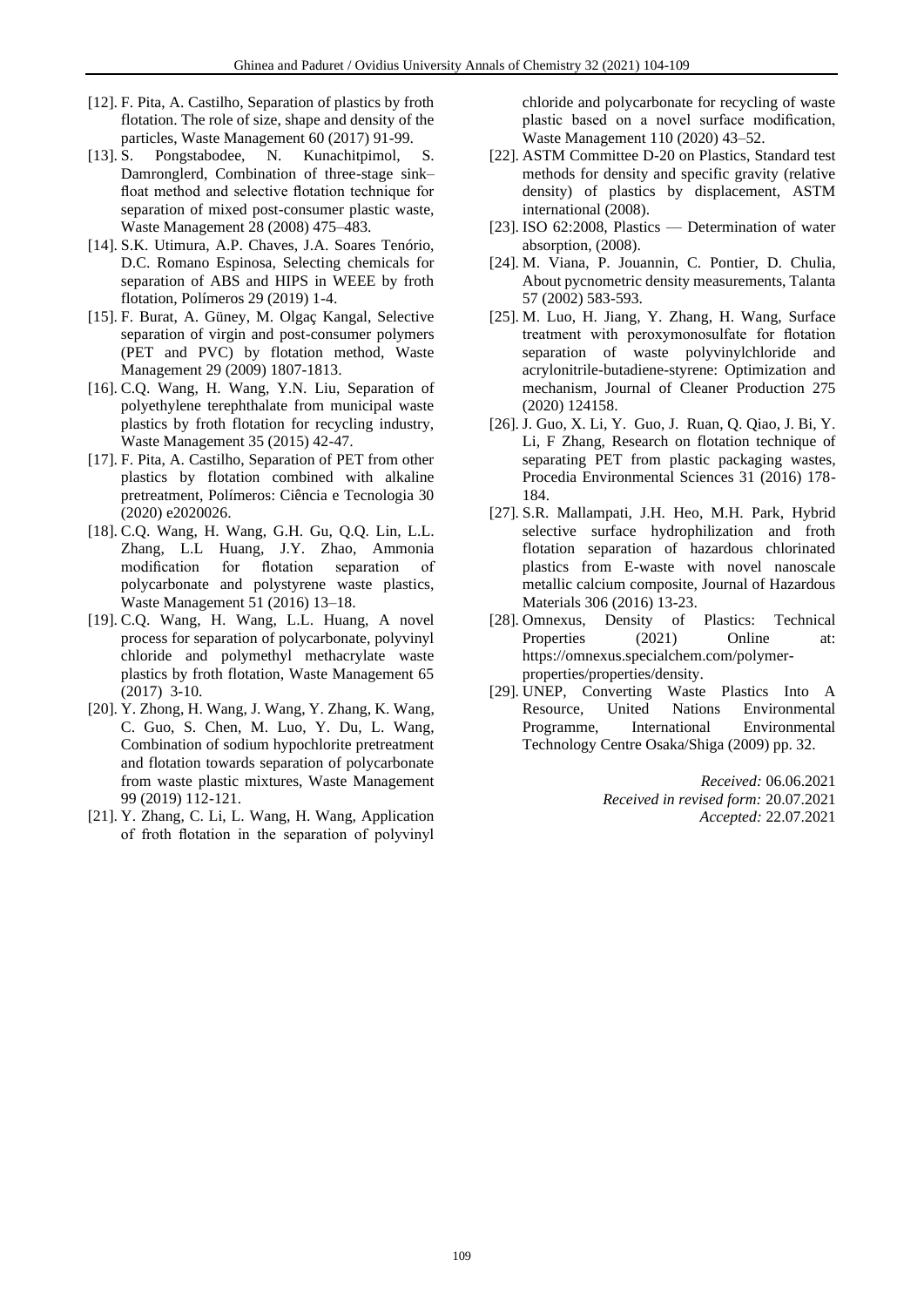[12]. F. Pita, A. Castilho, Separation of plastics by froth flotation. The role of size, shape and density of the particles, Waste Management 60 (2017) 91-99.

[13]. S. Pongstabodee, N. Kunachitpimol, S. Damronglerd, Combination of three-stage sink–float method and selective flotation technique for separation of mixed post-consumer plastic waste, Waste Management 28 (2008) 475–483.

[14]. S.K. Utimura, A.P. Chaves, J.A. Soares Tenório, D.C. Romano Espinosa, Selecting chemicals for separation of ABS and HIPS in WEEE by froth flotation, Polímeros 29 (2019) 1-4.

[15]. F. Burat, A. Güney, M. Olgaç Kangal, Selective separation of virgin and post-consumer polymers (PET and PVC) by flotation method, Waste Management 29 (2009) 1807-1813.

[16]. C.Q. Wang, H. Wang, Y.N. Liu, Separation of polyethylene terephthalate from municipal waste plastics by froth flotation for recycling industry, Waste Management 35 (2015) 42-47.

[17]. F. Pita, A. Castilho, Separation of PET from other plastics by flotation combined with alkaline pretreatment, Polímeros: Ciência e Tecnologia 30 (2020) e2020026.

[18]. C.Q. Wang, H. Wang, G.H. Gu, Q.Q. Lin, L.L. Zhang, L.L Huang, J.Y. Zhao, Ammonia modification for flotation separation of polycarbonate and polystyrene waste plastics, Waste Management 51 (2016) 13–18.

[19]. C.Q. Wang, H. Wang, L.L. Huang, A novel process for separation of polycarbonate, polyvinyl chloride and polymethyl methacrylate waste plastics by froth flotation, Waste Management 65 (2017) 3-10.

[20]. Y. Zhong, H. Wang, J. Wang, Y. Zhang, K. Wang, C. Guo, S. Chen, M. Luo, Y. Du, L. Wang, Combination of sodium hypochlorite pretreatment and flotation towards separation of polycarbonate from waste plastic mixtures, Waste Management 99 (2019) 112-121.

[21]. Y. Zhang, C. Li, L. Wang, H. Wang, Application of froth flotation in the separation of polyvinyl chloride and polycarbonate for recycling of waste plastic based on a novel surface modification, Waste Management 110 (2020) 43–52.

[22]. ASTM Committee D-20 on Plastics, Standard test methods for density and specific gravity (relative density) of plastics by displacement, ASTM international (2008).

[23]. ISO 62:2008, Plastics — Determination of water absorption, (2008).

[24]. M. Viana, P. Jouannin, C. Pontier, D. Chulia, About pycnometric density measurements, Talanta 57 (2002) 583-593.

[25]. M. Luo, H. Jiang, Y. Zhang, H. Wang, Surface treatment with peroxymonosulfate for flotation separation of waste polyvinylchloride and acrylonitrile-butadiene-styrene: Optimization and mechanism, Journal of Cleaner Production 275 (2020) 124158.

[26]. J. Guo, X. Li, Y. Guo, J. Ruan, Q. Qiao, J. Bi, Y. Li, F Zhang, Research on flotation technique of separating PET from plastic packaging wastes, Procedia Environmental Sciences 31 (2016) 178-184.

[27]. S.R. Mallampati, J.H. Heo, M.H. Park, Hybrid selective surface hydrophilization and froth flotation separation of hazardous chlorinated plastics from E-waste with novel nanoscale metallic calcium composite, Journal of Hazardous Materials 306 (2016) 13-23.

[28]. Omnexus, Density of Plastics: Technical Properties (2021) Online at: https://omnexus.specialchem.com/polymer-properties/properties/density.

[29]. UNEP, Converting Waste Plastics Into A Resource, United Nations Environmental Programme, International Environmental Technology Centre Osaka/Shiga (2009) pp. 32.

*Received:* 06.06.2021
*Received in revised form:* 20.07.2021
*Accepted:* 22.07.2021